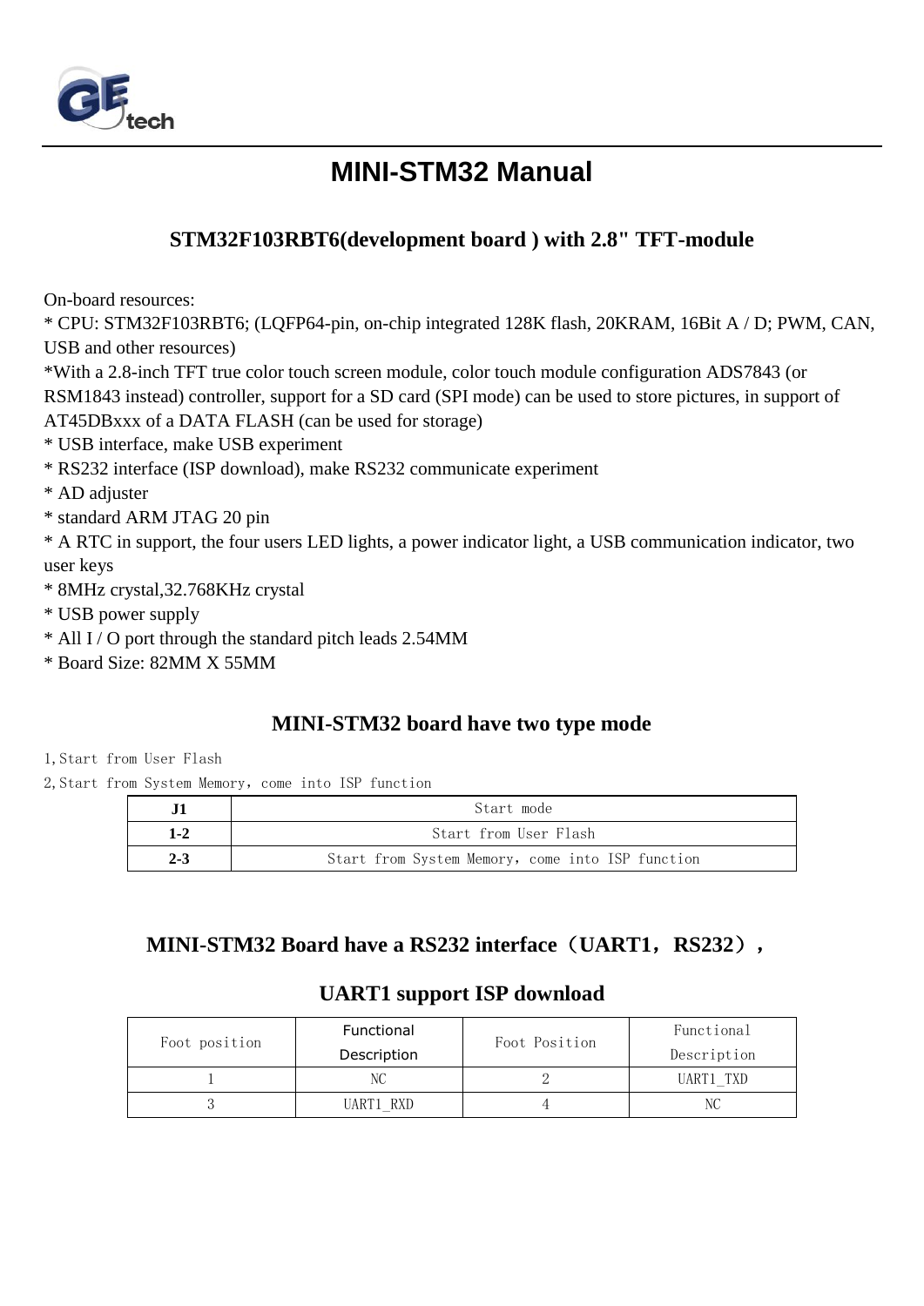# MINI-STM32 Manual

## STM32F103RBT6(development board ) with 2.8" TFT-module

On-board resources:
* CPU: STM32F103RBT6; (LQFP64-pin, on-chip integrated 128K flash, 20KRAM, 16Bit A / D; PWM, CAN, USB and other resources)
*With a 2.8-inch TFT true color touch screen module, color touch module configuration ADS7843 (or RSM1843 instead) controller, support for a SD card (SPI mode) can be used to store pictures, in support of AT45DBxxx of a DATA FLASH (can be used for storage)
* USB interface, make USB experiment
* RS232 interface (ISP download), make RS232 communicate experiment
* AD adjuster
* standard ARM JTAG 20 pin
* A RTC in support, the four users LED lights, a power indicator light, a USB communication indicator, two user keys
* 8MHz crystal,32.768KHz crystal
* USB power supply
* All I / O port through the standard pitch leads 2.54MM
* Board Size: 82MM X 55MM

## MINI-STM32 board have two type mode

1,Start from User Flash

2,Start from System Memory，come into ISP function

| J1 | Start mode |
|---|---|
| 1-2 | Start from User Flash |
| 2-3 | Start from System Memory，come into ISP function |

## MINI-STM32 Board have a RS232 interface（UART1，RS232），

## UART1 support ISP download

| Foot position | Functional Description | Foot Position | Functional Description |
|---|---|---|---|
| 1 | NC | 2 | UART1_TXD |
| 3 | UART1_RXD | 4 | NC |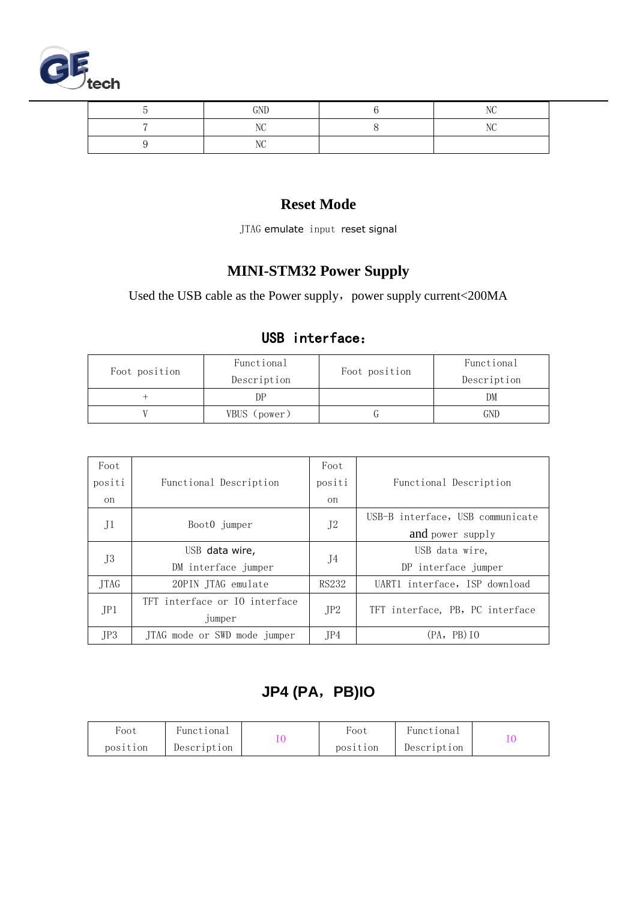| 5 | GND | 6 | NC |
|---|---|---|---|
| 7 | NC | 8 | NC |
| 9 | NC | | |

## Reset Mode

JTAG emulate input reset signal

## MINI-STM32 Power Supply

Used the USB cable as the Power supply，power supply current<200MA

## USB interface：

| Foot position | Functional Description | Foot position | Functional Description |
|---|---|---|---|
| + | DP | | DM |
| V | VBUS（power） | G | GND |

| Foot position | Functional Description | Foot position | Functional Description |
|---|---|---|---|
| J1 | Boot0 jumper | J2 | USB-B interface，USB communicate and power supply |
| J3 | USB data wire, DM interface jumper | J4 | USB data wire, DP interface jumper |
| JTAG | 20PIN JTAG emulate | RS232 | UART1 interface，ISP download |
| JP1 | TFT interface or IO interface jumper | JP2 | TFT interface, PB，PC interface |
| JP3 | JTAG mode or SWD mode jumper | JP4 | (PA，PB)IO |

## JP4 (PA，PB)IO

| Foot position | Functional Description | IO | Foot position | Functional Description | IO |
|---|---|---|---|---|---|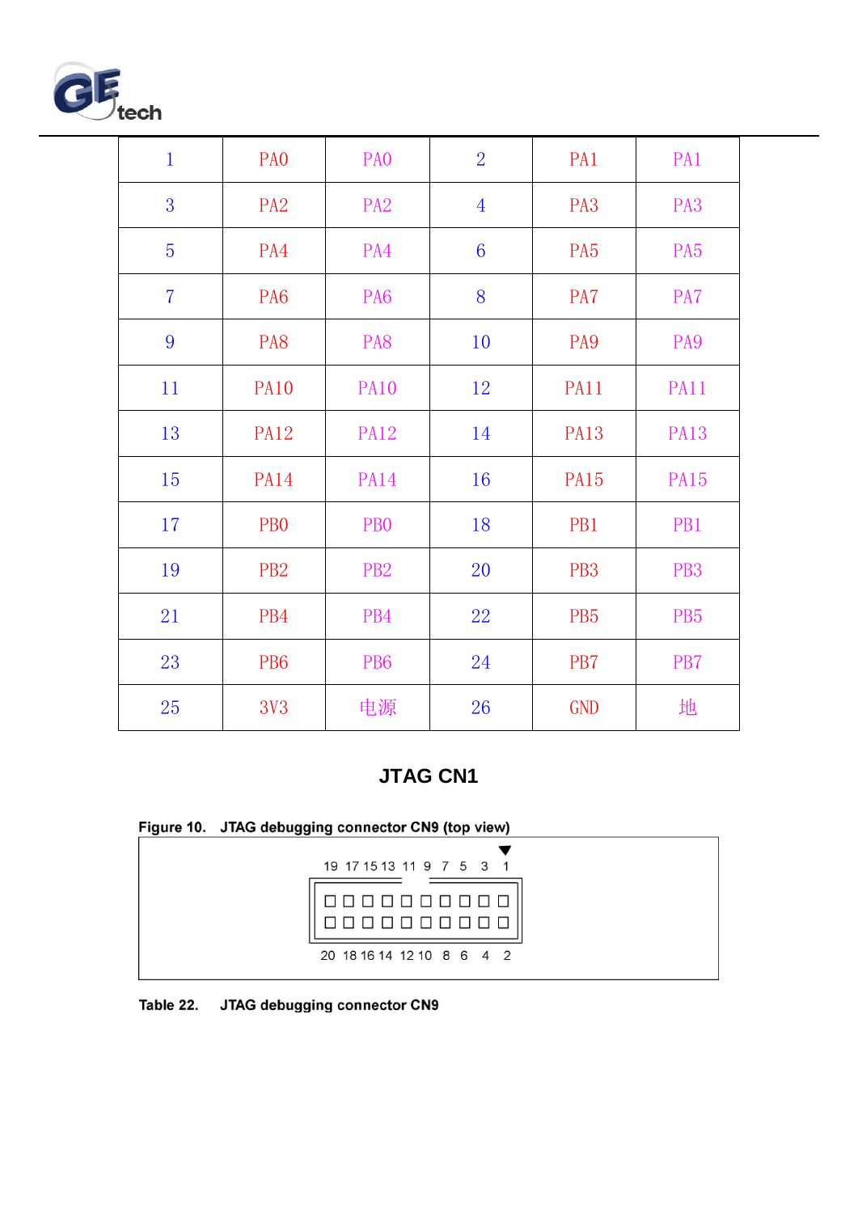| 1 | PA0 | PA0 | 2 | PA1 | PA1 |
|---|---|---|---|---|---|
| 3 | PA2 | PA2 | 4 | PA3 | PA3 |
| 5 | PA4 | PA4 | 6 | PA5 | PA5 |
| 7 | PA6 | PA6 | 8 | PA7 | PA7 |
| 9 | PA8 | PA8 | 10 | PA9 | PA9 |
| 11 | PA10 | PA10 | 12 | PA11 | PA11 |
| 13 | PA12 | PA12 | 14 | PA13 | PA13 |
| 15 | PA14 | PA14 | 16 | PA15 | PA15 |
| 17 | PB0 | PB0 | 18 | PB1 | PB1 |
| 19 | PB2 | PB2 | 20 | PB3 | PB3 |
| 21 | PB4 | PB4 | 22 | PB5 | PB5 |
| 23 | PB6 | PB6 | 24 | PB7 | PB7 |
| 25 | 3V3 | 电源 | 26 | GND | 地 |

## JTAG CN1

**Figure 10. JTAG debugging connector CN9 (top view)**

19 17 15 13 11 9 7 5 3 1

20 18 16 14 12 10 8 6 4 2

**Table 22. JTAG debugging connector CN9**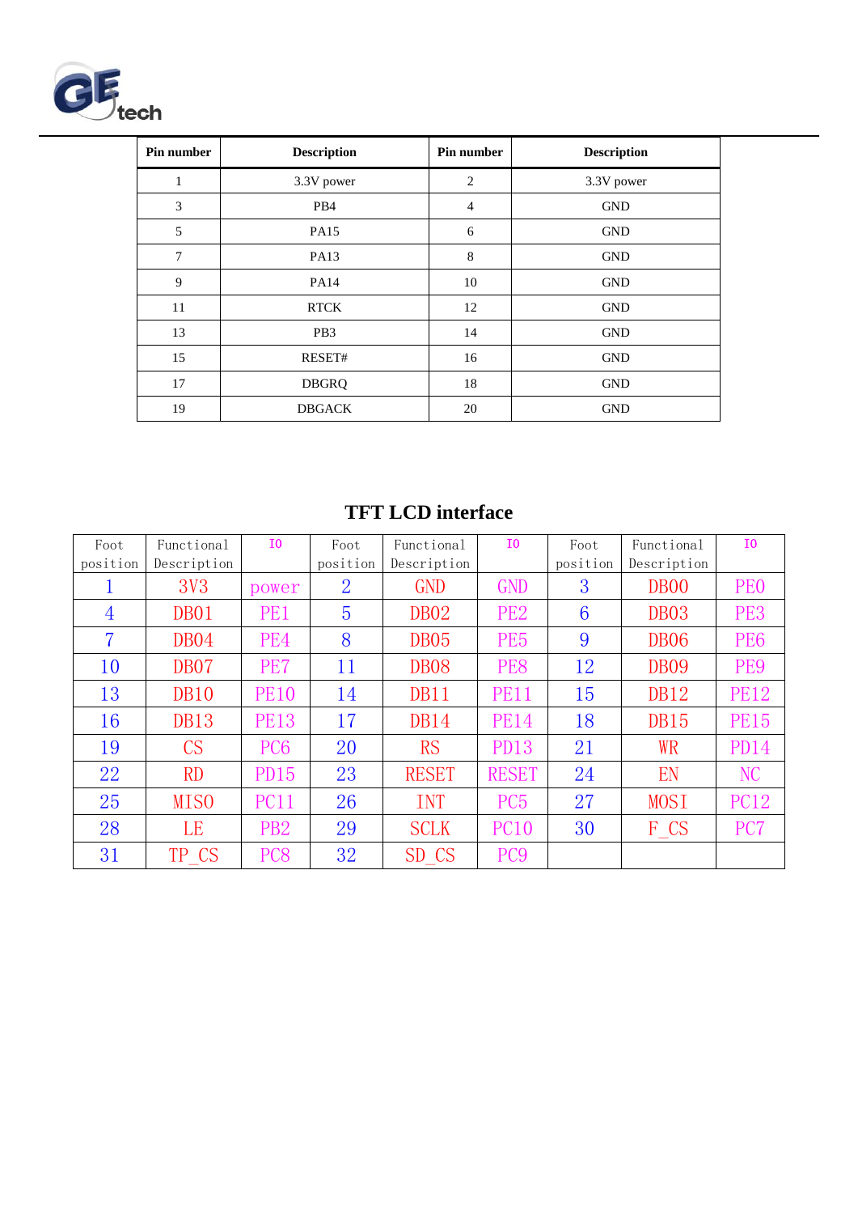| Pin number | Description | Pin number | Description |
|---|---|---|---|
| 1 | 3.3V power | 2 | 3.3V power |
| 3 | PB4 | 4 | GND |
| 5 | PA15 | 6 | GND |
| 7 | PA13 | 8 | GND |
| 9 | PA14 | 10 | GND |
| 11 | RTCK | 12 | GND |
| 13 | PB3 | 14 | GND |
| 15 | RESET# | 16 | GND |
| 17 | DBGRQ | 18 | GND |
| 19 | DBGACK | 20 | GND |

## TFT LCD interface

| Foot position | Functional Description | IO | Foot position | Functional Description | IO | Foot position | Functional Description | IO |
|---|---|---|---|---|---|---|---|---|
| 1 | 3V3 | power | 2 | GND | GND | 3 | DB00 | PE0 |
| 4 | DB01 | PE1 | 5 | DB02 | PE2 | 6 | DB03 | PE3 |
| 7 | DB04 | PE4 | 8 | DB05 | PE5 | 9 | DB06 | PE6 |
| 10 | DB07 | PE7 | 11 | DB08 | PE8 | 12 | DB09 | PE9 |
| 13 | DB10 | PE10 | 14 | DB11 | PE11 | 15 | DB12 | PE12 |
| 16 | DB13 | PE13 | 17 | DB14 | PE14 | 18 | DB15 | PE15 |
| 19 | CS | PC6 | 20 | RS | PD13 | 21 | WR | PD14 |
| 22 | RD | PD15 | 23 | RESET | RESET | 24 | EN | NC |
| 25 | MISO | PC11 | 26 | INT | PC5 | 27 | MOSI | PC12 |
| 28 | LE | PB2 | 29 | SCLK | PC10 | 30 | F_CS | PC7 |
| 31 | TP_CS | PC8 | 32 | SD_CS | PC9 | | | |